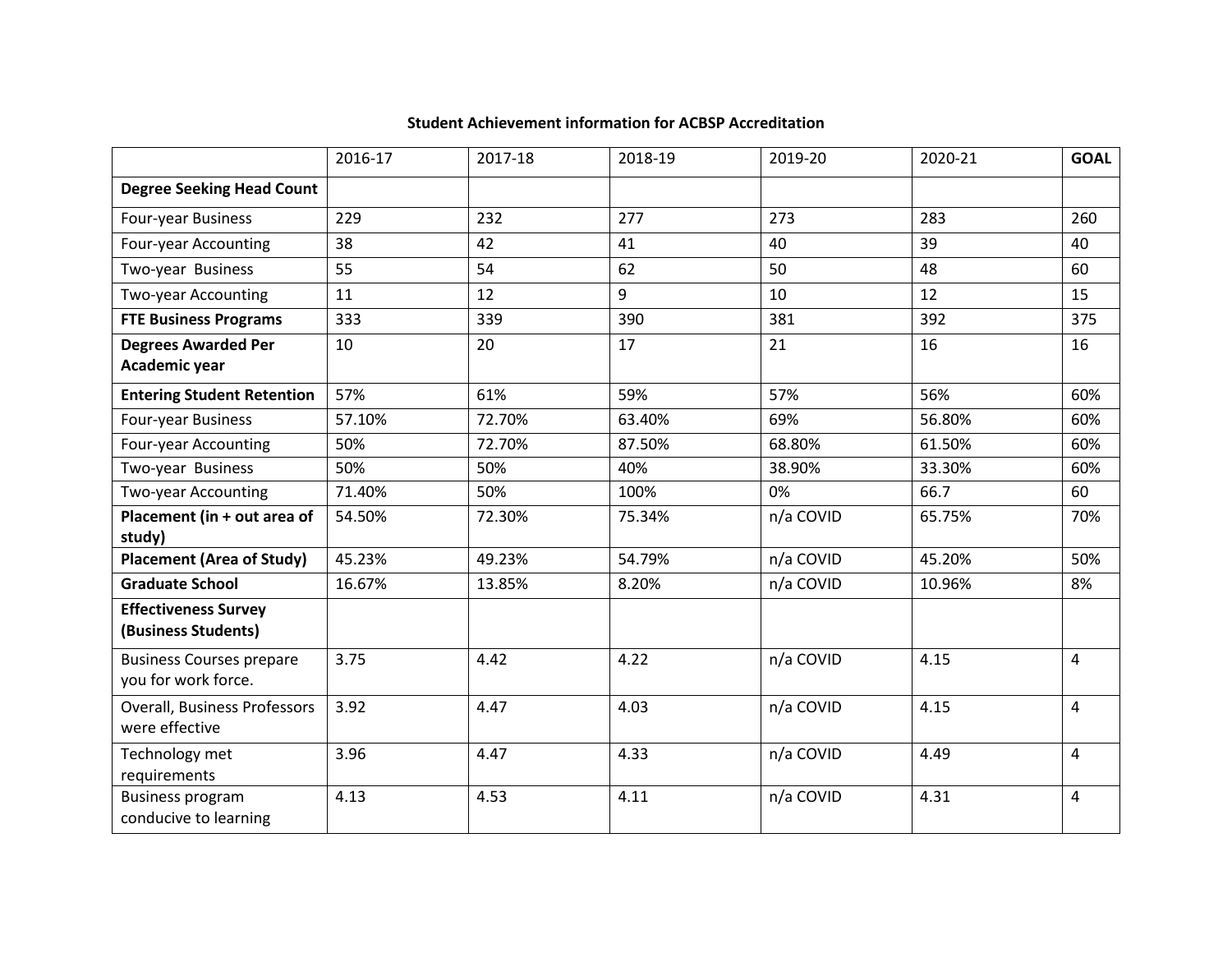### Student Achievement information for ACBSP Accreditation

| | 2016-17 | 2017-18 | 2018-19 | 2019-20 | 2020-21 | **GOAL** |
|---|---|---|---|---|---|---|
| **Degree Seeking Head Count** | | | | | | |
| Four-year Business | 229 | 232 | 277 | 273 | 283 | 260 |
| Four-year Accounting | 38 | 42 | 41 | 40 | 39 | 40 |
| Two-year Business | 55 | 54 | 62 | 50 | 48 | 60 |
| Two-year Accounting | 11 | 12 | 9 | 10 | 12 | 15 |
| **FTE Business Programs** | 333 | 339 | 390 | 381 | 392 | 375 |
| **Degrees Awarded Per Academic year** | 10 | 20 | 17 | 21 | 16 | 16 |
| **Entering Student Retention** | 57% | 61% | 59% | 57% | 56% | 60% |
| Four-year Business | 57.10% | 72.70% | 63.40% | 69% | 56.80% | 60% |
| Four-year Accounting | 50% | 72.70% | 87.50% | 68.80% | 61.50% | 60% |
| Two-year Business | 50% | 50% | 40% | 38.90% | 33.30% | 60% |
| Two-year Accounting | 71.40% | 50% | 100% | 0% | 66.7 | 60 |
| **Placement (in + out area of study)** | 54.50% | 72.30% | 75.34% | n/a COVID | 65.75% | 70% |
| **Placement (Area of Study)** | 45.23% | 49.23% | 54.79% | n/a COVID | 45.20% | 50% |
| **Graduate School** | 16.67% | 13.85% | 8.20% | n/a COVID | 10.96% | 8% |
| **Effectiveness Survey (Business Students)** | | | | | | |
| Business Courses prepare you for work force. | 3.75 | 4.42 | 4.22 | n/a COVID | 4.15 | 4 |
| Overall, Business Professors were effective | 3.92 | 4.47 | 4.03 | n/a COVID | 4.15 | 4 |
| Technology met requirements | 3.96 | 4.47 | 4.33 | n/a COVID | 4.49 | 4 |
| Business program conducive to learning | 4.13 | 4.53 | 4.11 | n/a COVID | 4.31 | 4 |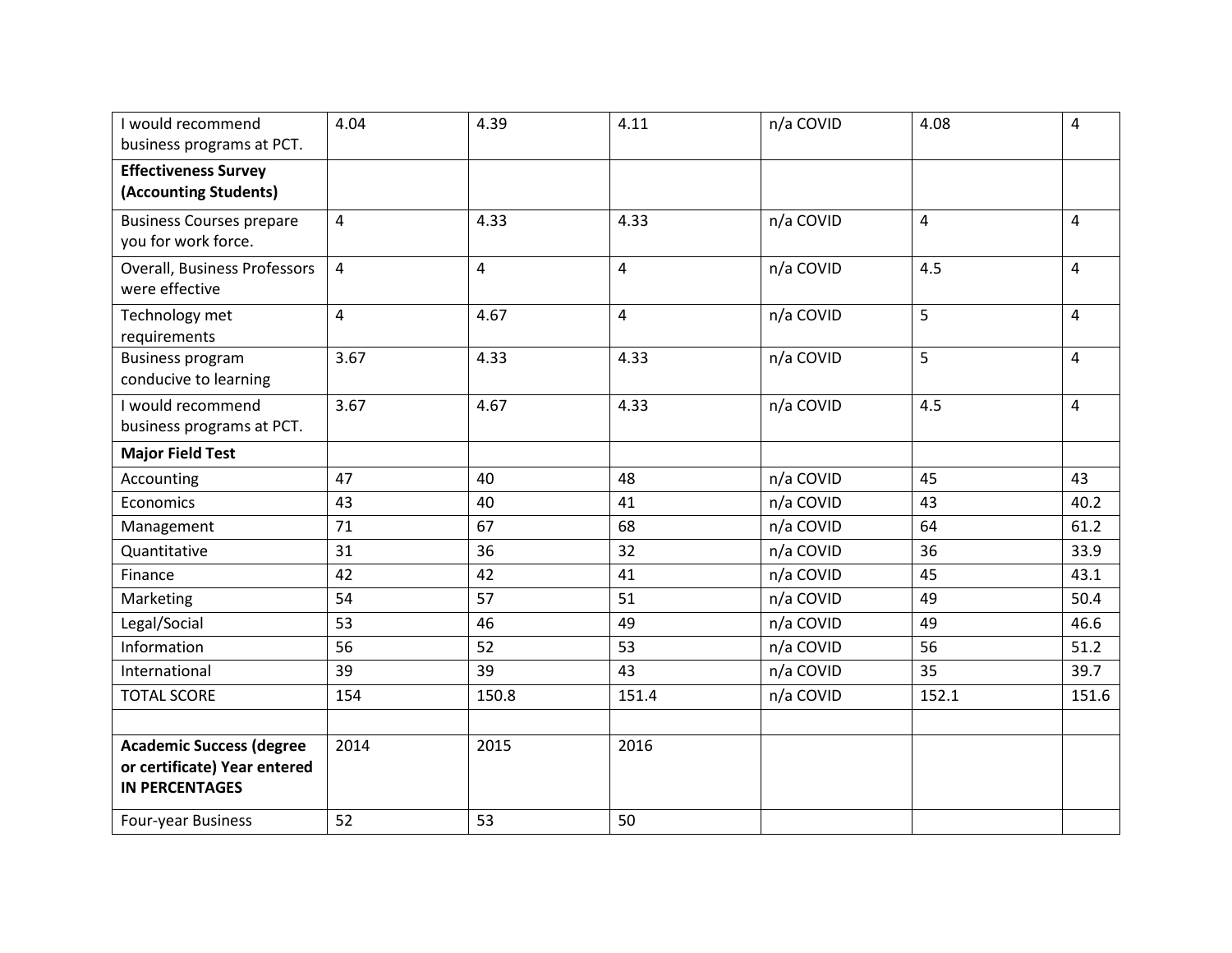| | | | | | | |
|---|---|---|---|---|---|---|
| I would recommend business programs at PCT. | 4.04 | 4.39 | 4.11 | n/a COVID | 4.08 | 4 |
| **Effectiveness Survey (Accounting Students)** | | | | | | |
| Business Courses prepare you for work force. | 4 | 4.33 | 4.33 | n/a COVID | 4 | 4 |
| Overall, Business Professors were effective | 4 | 4 | 4 | n/a COVID | 4.5 | 4 |
| Technology met requirements | 4 | 4.67 | 4 | n/a COVID | 5 | 4 |
| Business program conducive to learning | 3.67 | 4.33 | 4.33 | n/a COVID | 5 | 4 |
| I would recommend business programs at PCT. | 3.67 | 4.67 | 4.33 | n/a COVID | 4.5 | 4 |
| **Major Field Test** | | | | | | |
| Accounting | 47 | 40 | 48 | n/a COVID | 45 | 43 |
| Economics | 43 | 40 | 41 | n/a COVID | 43 | 40.2 |
| Management | 71 | 67 | 68 | n/a COVID | 64 | 61.2 |
| Quantitative | 31 | 36 | 32 | n/a COVID | 36 | 33.9 |
| Finance | 42 | 42 | 41 | n/a COVID | 45 | 43.1 |
| Marketing | 54 | 57 | 51 | n/a COVID | 49 | 50.4 |
| Legal/Social | 53 | 46 | 49 | n/a COVID | 49 | 46.6 |
| Information | 56 | 52 | 53 | n/a COVID | 56 | 51.2 |
| International | 39 | 39 | 43 | n/a COVID | 35 | 39.7 |
| TOTAL SCORE | 154 | 150.8 | 151.4 | n/a COVID | 152.1 | 151.6 |
| | | | | | | |
| **Academic Success (degree or certificate) Year entered IN PERCENTAGES** | 2014 | 2015 | 2016 | | | |
| Four-year Business | 52 | 53 | 50 | | | |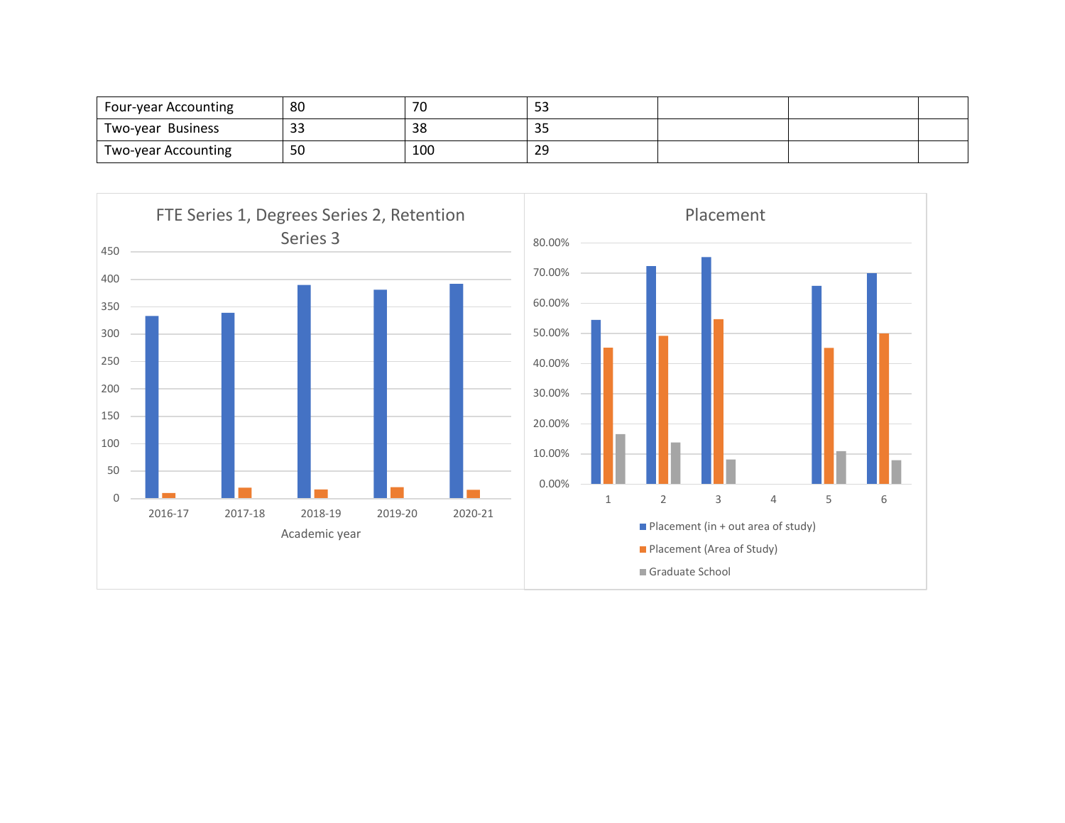| Four-year Accounting | 80 | 70 | 53 | | | |
|---|---|---|---|---|---|---|
| Two-year Business | 33 | 38 | 35 | | | |
| Two-year Accounting | 50 | 100 | 29 | | | |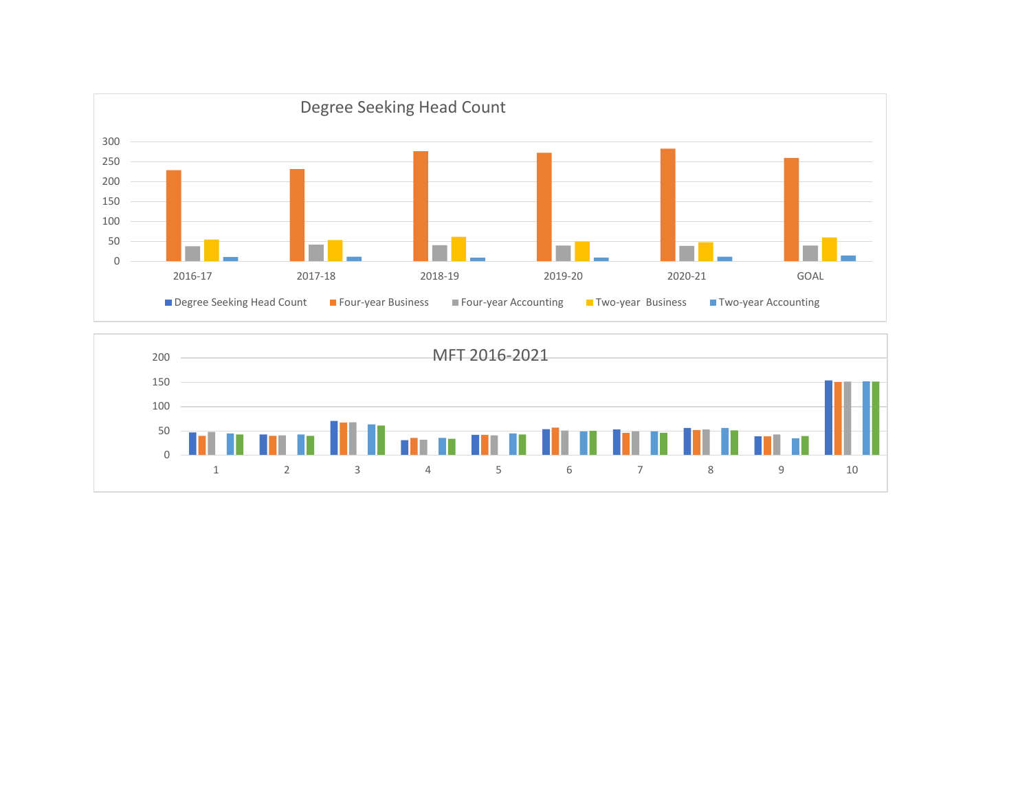## Degree Seeking Head Count

| | 2016-17 | 2017-18 | 2018-19 | 2019-20 | 2020-21 | GOAL |
|---|---|---|---|---|---|---|

Legend: Degree Seeking Head Count, Four-year Business, Four-year Accounting, Two-year Business, Two-year Accounting

## MFT 2016-2021

| 1 | 2 | 3 | 4 | 5 | 6 | 7 | 8 | 9 | 10 |
|---|---|---|---|---|---|---|---|---|---|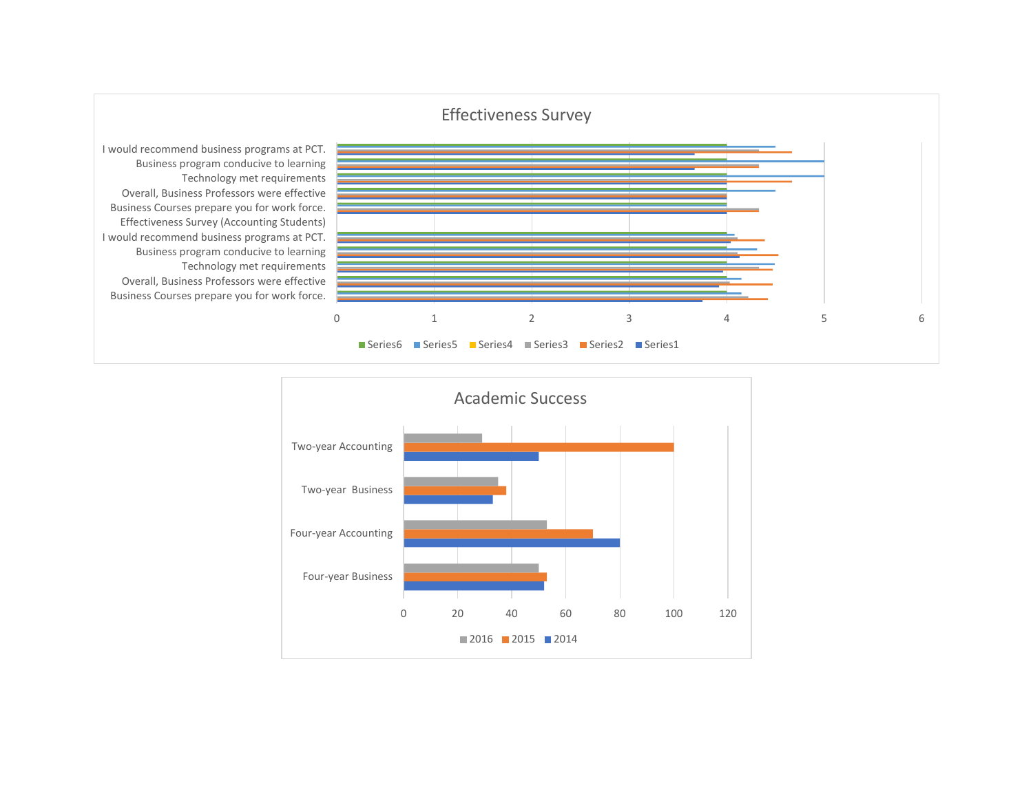Effectiveness Survey

I would recommend business programs at PCT.
Business program conducive to learning
Technology met requirements
Overall, Business Professors were effective
Business Courses prepare you for work force.
Effectiveness Survey (Accounting Students)
I would recommend business programs at PCT.
Business program conducive to learning
Technology met requirements
Overall, Business Professors were effective
Business Courses prepare you for work force.

0 1 2 3 4 5 6

Series6 Series5 Series4 Series3 Series2 Series1

Academic Success

Two-year Accounting
Two-year Business
Four-year Accounting
Four-year Business

0 20 40 60 80 100 120

2016 2015 2014